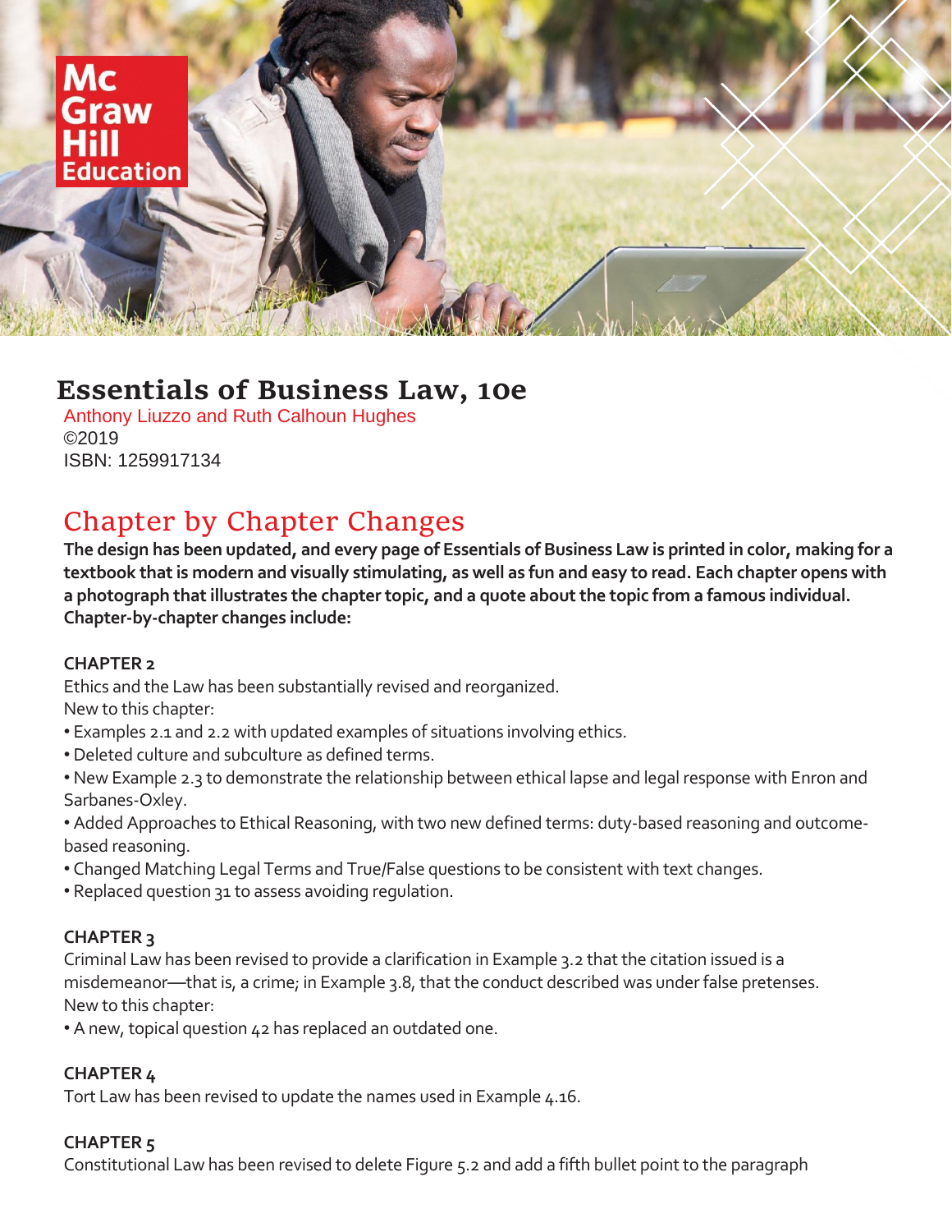# Essentials of Business Law, 10e

Anthony Liuzzo and Ruth Calhoun Hughes
©2019
ISBN: 1259917134

## Chapter by Chapter Changes

**The design has been updated, and every page of Essentials of Business Law is printed in color, making for a textbook that is modern and visually stimulating, as well as fun and easy to read. Each chapter opens with a photograph that illustrates the chapter topic, and a quote about the topic from a famous individual. Chapter-by-chapter changes include:**

### CHAPTER 2

Ethics and the Law has been substantially revised and reorganized.
New to this chapter:

- Examples 2.1 and 2.2 with updated examples of situations involving ethics.
- Deleted culture and subculture as defined terms.
- New Example 2.3 to demonstrate the relationship between ethical lapse and legal response with Enron and Sarbanes-Oxley.
- Added Approaches to Ethical Reasoning, with two new defined terms: duty-based reasoning and outcome-based reasoning.
- Changed Matching Legal Terms and True/False questions to be consistent with text changes.
- Replaced question 31 to assess avoiding regulation.

### CHAPTER 3

Criminal Law has been revised to provide a clarification in Example 3.2 that the citation issued is a misdemeanor—that is, a crime; in Example 3.8, that the conduct described was under false pretenses.
New to this chapter:

- A new, topical question 42 has replaced an outdated one.

### CHAPTER 4

Tort Law has been revised to update the names used in Example 4.16.

### CHAPTER 5

Constitutional Law has been revised to delete Figure 5.2 and add a fifth bullet point to the paragraph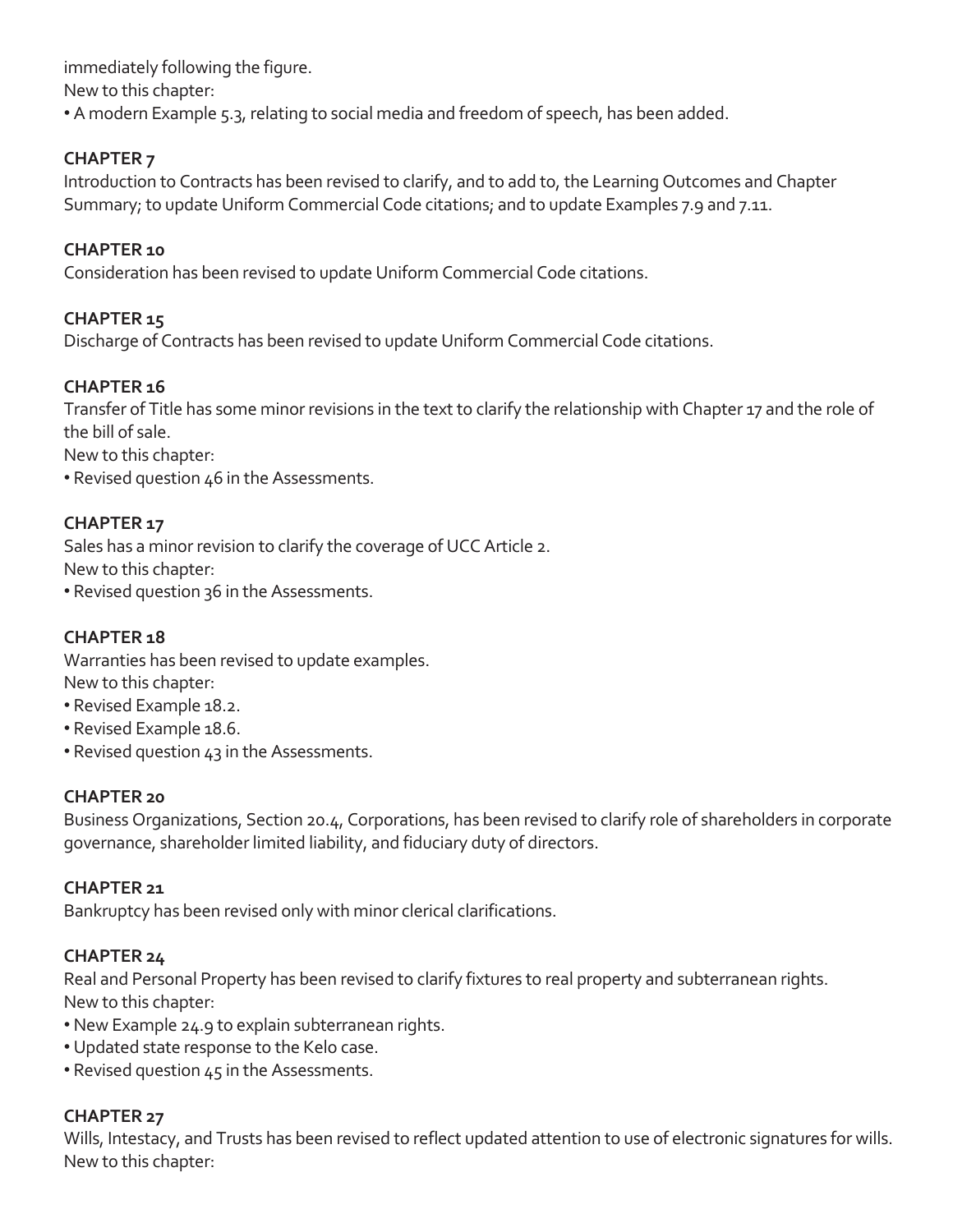immediately following the figure.

New to this chapter:

- A modern Example 5.3, relating to social media and freedom of speech, has been added.

**CHAPTER 7**

Introduction to Contracts has been revised to clarify, and to add to, the Learning Outcomes and Chapter Summary; to update Uniform Commercial Code citations; and to update Examples 7.9 and 7.11.

**CHAPTER 10**

Consideration has been revised to update Uniform Commercial Code citations.

**CHAPTER 15**

Discharge of Contracts has been revised to update Uniform Commercial Code citations.

**CHAPTER 16**

Transfer of Title has some minor revisions in the text to clarify the relationship with Chapter 17 and the role of the bill of sale.

New to this chapter:

- Revised question 46 in the Assessments.

**CHAPTER 17**

Sales has a minor revision to clarify the coverage of UCC Article 2.

New to this chapter:

- Revised question 36 in the Assessments.

**CHAPTER 18**

Warranties has been revised to update examples.

New to this chapter:

- Revised Example 18.2.
- Revised Example 18.6.
- Revised question 43 in the Assessments.

**CHAPTER 20**

Business Organizations, Section 20.4, Corporations, has been revised to clarify role of shareholders in corporate governance, shareholder limited liability, and fiduciary duty of directors.

**CHAPTER 21**

Bankruptcy has been revised only with minor clerical clarifications.

**CHAPTER 24**

Real and Personal Property has been revised to clarify fixtures to real property and subterranean rights.

New to this chapter:

- New Example 24.9 to explain subterranean rights.
- Updated state response to the Kelo case.
- Revised question 45 in the Assessments.

**CHAPTER 27**

Wills, Intestacy, and Trusts has been revised to reflect updated attention to use of electronic signatures for wills.

New to this chapter: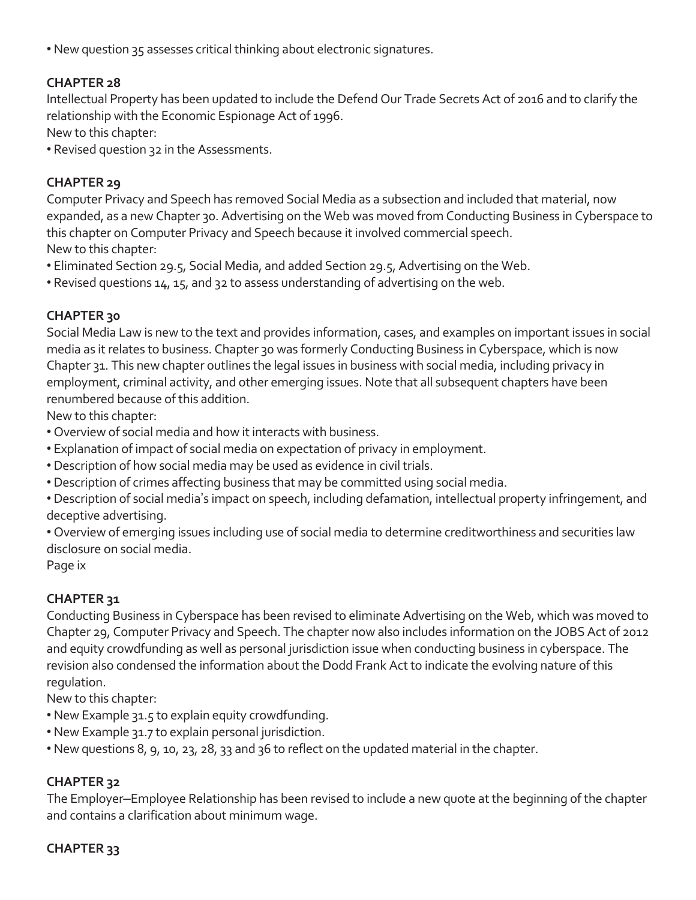• New question 35 assesses critical thinking about electronic signatures.

**CHAPTER 28**

Intellectual Property has been updated to include the Defend Our Trade Secrets Act of 2016 and to clarify the relationship with the Economic Espionage Act of 1996.

New to this chapter:

• Revised question 32 in the Assessments.

**CHAPTER 29**

Computer Privacy and Speech has removed Social Media as a subsection and included that material, now expanded, as a new Chapter 30. Advertising on the Web was moved from Conducting Business in Cyberspace to this chapter on Computer Privacy and Speech because it involved commercial speech.

New to this chapter:

• Eliminated Section 29.5, Social Media, and added Section 29.5, Advertising on the Web.
• Revised questions 14, 15, and 32 to assess understanding of advertising on the web.

**CHAPTER 30**

Social Media Law is new to the text and provides information, cases, and examples on important issues in social media as it relates to business. Chapter 30 was formerly Conducting Business in Cyberspace, which is now Chapter 31. This new chapter outlines the legal issues in business with social media, including privacy in employment, criminal activity, and other emerging issues. Note that all subsequent chapters have been renumbered because of this addition.

New to this chapter:

• Overview of social media and how it interacts with business.
• Explanation of impact of social media on expectation of privacy in employment.
• Description of how social media may be used as evidence in civil trials.
• Description of crimes affecting business that may be committed using social media.
• Description of social media's impact on speech, including defamation, intellectual property infringement, and deceptive advertising.
• Overview of emerging issues including use of social media to determine creditworthiness and securities law disclosure on social media.

**CHAPTER 31**

Conducting Business in Cyberspace has been revised to eliminate Advertising on the Web, which was moved to Chapter 29, Computer Privacy and Speech. The chapter now also includes information on the JOBS Act of 2012 and equity crowdfunding as well as personal jurisdiction issue when conducting business in cyberspace. The revision also condensed the information about the Dodd Frank Act to indicate the evolving nature of this regulation.

New to this chapter:

• New Example 31.5 to explain equity crowdfunding.
• New Example 31.7 to explain personal jurisdiction.
• New questions 8, 9, 10, 23, 28, 33 and 36 to reflect on the updated material in the chapter.

**CHAPTER 32**

The Employer–Employee Relationship has been revised to include a new quote at the beginning of the chapter and contains a clarification about minimum wage.

**CHAPTER 33**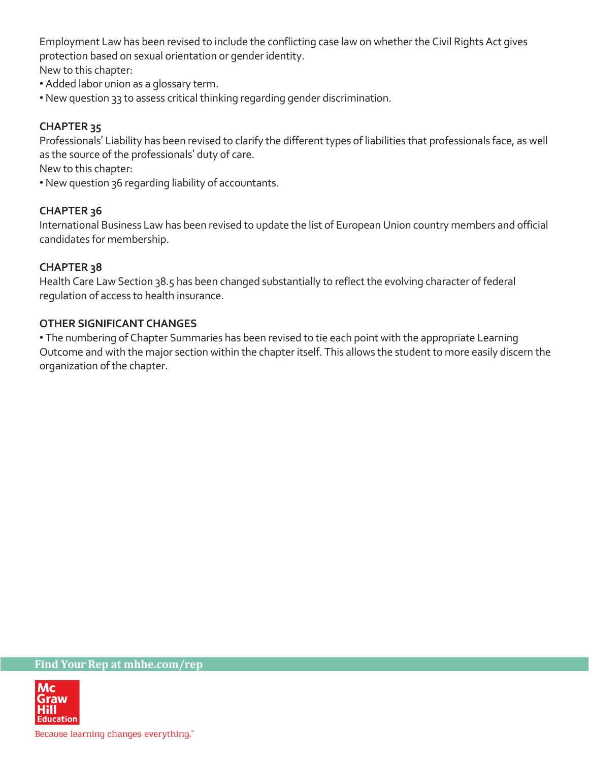Employment Law has been revised to include the conflicting case law on whether the Civil Rights Act gives protection based on sexual orientation or gender identity.

New to this chapter:

- Added labor union as a glossary term.
- New question 33 to assess critical thinking regarding gender discrimination.

**CHAPTER 35**

Professionals' Liability has been revised to clarify the different types of liabilities that professionals face, as well as the source of the professionals' duty of care.

New to this chapter:

- New question 36 regarding liability of accountants.

**CHAPTER 36**

International Business Law has been revised to update the list of European Union country members and official candidates for membership.

**CHAPTER 38**

Health Care Law Section 38.5 has been changed substantially to reflect the evolving character of federal regulation of access to health insurance.

**OTHER SIGNIFICANT CHANGES**

- The numbering of Chapter Summaries has been revised to tie each point with the appropriate Learning Outcome and with the major section within the chapter itself. This allows the student to more easily discern the organization of the chapter.

**Find Your Rep at mhhe.com/rep**

Mc Graw Hill Education

Because learning changes everything.™